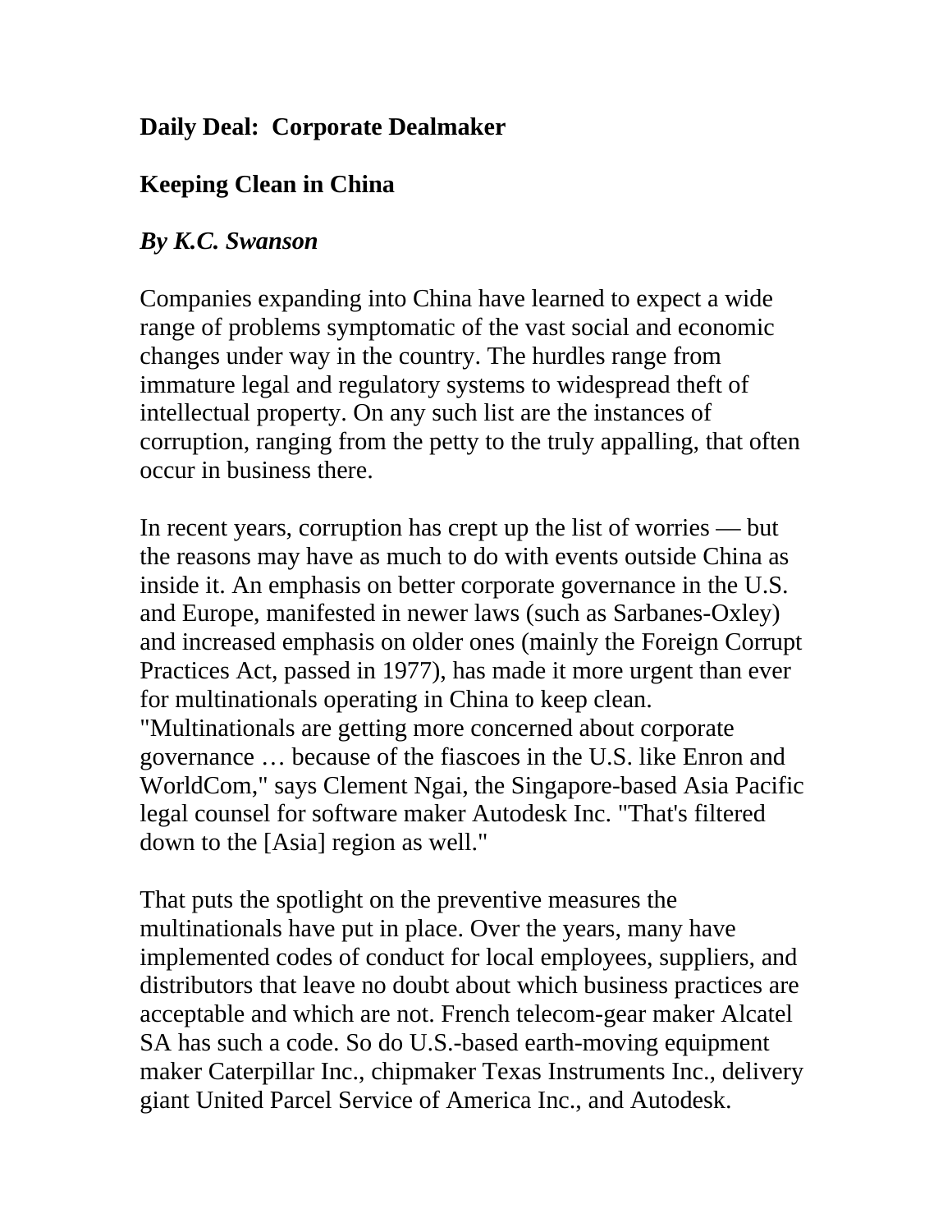**Daily Deal: Corporate Dealmaker**

# Keeping Clean in China

***By K.C. Swanson***

Companies expanding into China have learned to expect a wide range of problems symptomatic of the vast social and economic changes under way in the country. The hurdles range from immature legal and regulatory systems to widespread theft of intellectual property. On any such list are the instances of corruption, ranging from the petty to the truly appalling, that often occur in business there.

In recent years, corruption has crept up the list of worries — but the reasons may have as much to do with events outside China as inside it. An emphasis on better corporate governance in the U.S. and Europe, manifested in newer laws (such as Sarbanes-Oxley) and increased emphasis on older ones (mainly the Foreign Corrupt Practices Act, passed in 1977), has made it more urgent than ever for multinationals operating in China to keep clean. "Multinationals are getting more concerned about corporate governance … because of the fiascoes in the U.S. like Enron and WorldCom," says Clement Ngai, the Singapore-based Asia Pacific legal counsel for software maker Autodesk Inc. "That's filtered down to the [Asia] region as well."

That puts the spotlight on the preventive measures the multinationals have put in place. Over the years, many have implemented codes of conduct for local employees, suppliers, and distributors that leave no doubt about which business practices are acceptable and which are not. French telecom-gear maker Alcatel SA has such a code. So do U.S.-based earth-moving equipment maker Caterpillar Inc., chipmaker Texas Instruments Inc., delivery giant United Parcel Service of America Inc., and Autodesk.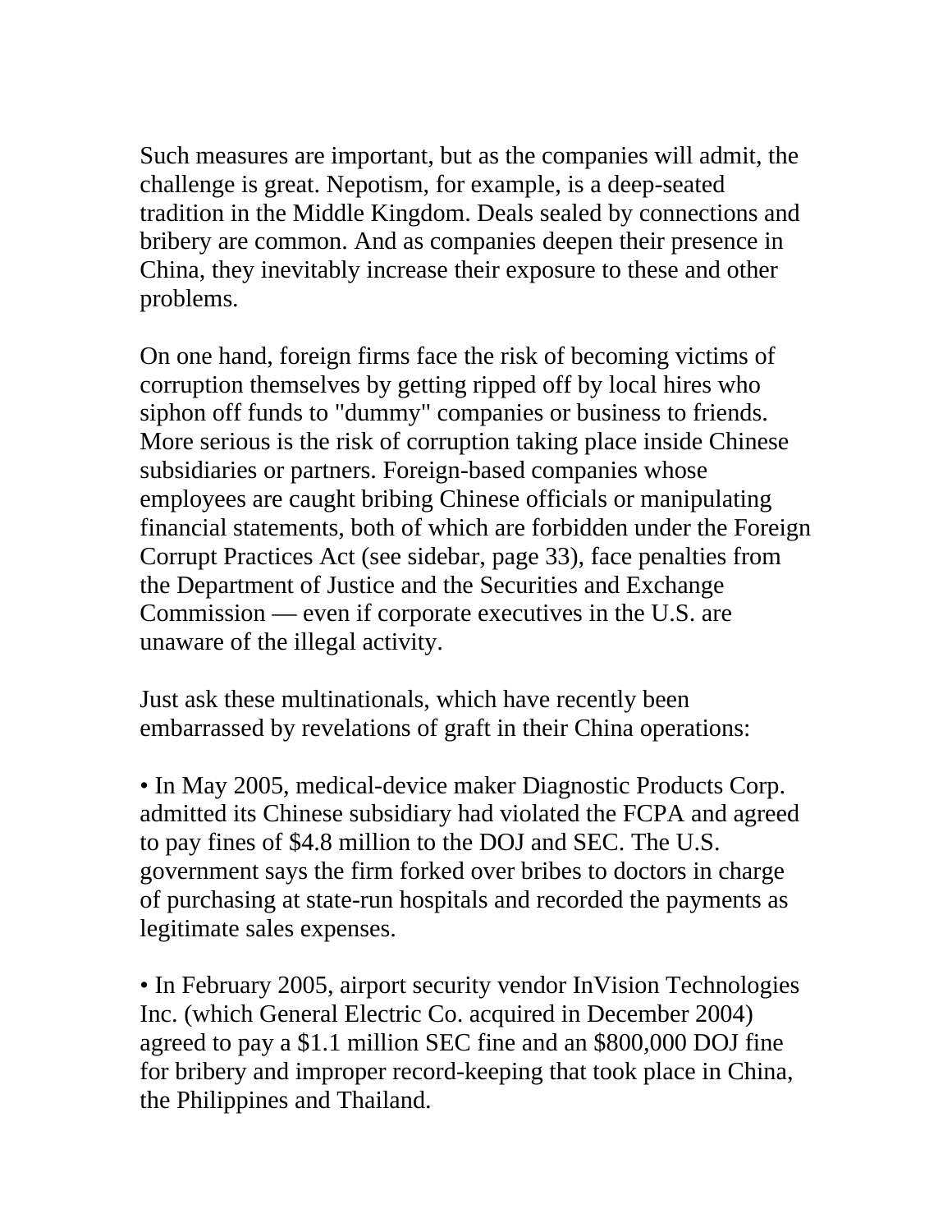Such measures are important, but as the companies will admit, the challenge is great. Nepotism, for example, is a deep-seated tradition in the Middle Kingdom. Deals sealed by connections and bribery are common. And as companies deepen their presence in China, they inevitably increase their exposure to these and other problems.

On one hand, foreign firms face the risk of becoming victims of corruption themselves by getting ripped off by local hires who siphon off funds to "dummy" companies or business to friends. More serious is the risk of corruption taking place inside Chinese subsidiaries or partners. Foreign-based companies whose employees are caught bribing Chinese officials or manipulating financial statements, both of which are forbidden under the Foreign Corrupt Practices Act (see sidebar, page 33), face penalties from the Department of Justice and the Securities and Exchange Commission — even if corporate executives in the U.S. are unaware of the illegal activity.

Just ask these multinationals, which have recently been embarrassed by revelations of graft in their China operations:

• In May 2005, medical-device maker Diagnostic Products Corp. admitted its Chinese subsidiary had violated the FCPA and agreed to pay fines of $4.8 million to the DOJ and SEC. The U.S. government says the firm forked over bribes to doctors in charge of purchasing at state-run hospitals and recorded the payments as legitimate sales expenses.

• In February 2005, airport security vendor InVision Technologies Inc. (which General Electric Co. acquired in December 2004) agreed to pay a $1.1 million SEC fine and an $800,000 DOJ fine for bribery and improper record-keeping that took place in China, the Philippines and Thailand.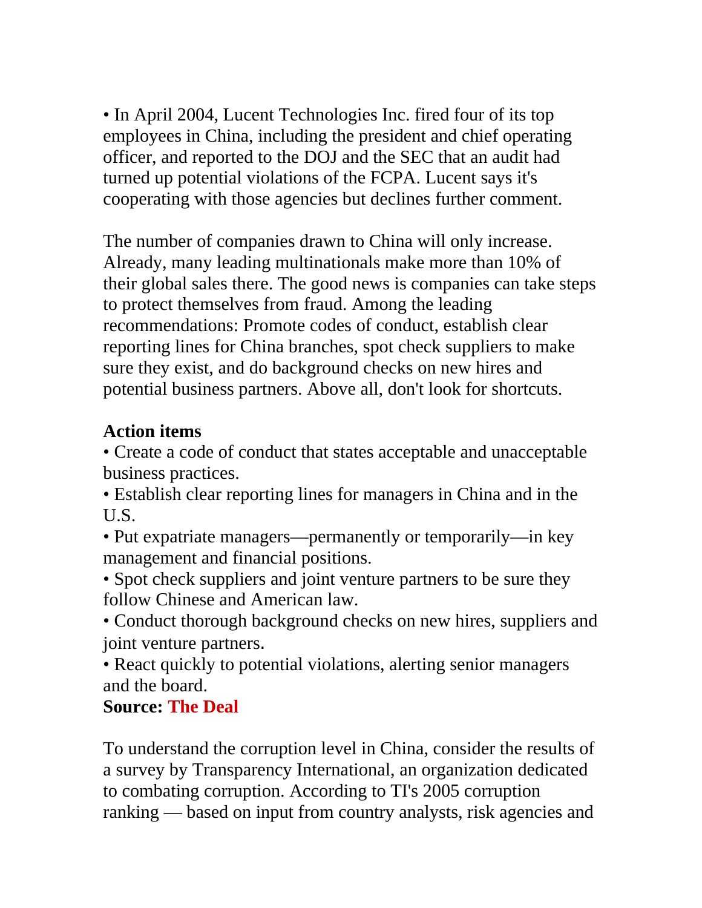• In April 2004, Lucent Technologies Inc. fired four of its top employees in China, including the president and chief operating officer, and reported to the DOJ and the SEC that an audit had turned up potential violations of the FCPA. Lucent says it's cooperating with those agencies but declines further comment.

The number of companies drawn to China will only increase. Already, many leading multinationals make more than 10% of their global sales there. The good news is companies can take steps to protect themselves from fraud. Among the leading recommendations: Promote codes of conduct, establish clear reporting lines for China branches, spot check suppliers to make sure they exist, and do background checks on new hires and potential business partners. Above all, don't look for shortcuts.

**Action items**

• Create a code of conduct that states acceptable and unacceptable business practices.
• Establish clear reporting lines for managers in China and in the U.S.
• Put expatriate managers—permanently or temporarily—in key management and financial positions.
• Spot check suppliers and joint venture partners to be sure they follow Chinese and American law.
• Conduct thorough background checks on new hires, suppliers and joint venture partners.
• React quickly to potential violations, alerting senior managers and the board.

**Source: The Deal**

To understand the corruption level in China, consider the results of a survey by Transparency International, an organization dedicated to combating corruption. According to TI's 2005 corruption ranking — based on input from country analysts, risk agencies and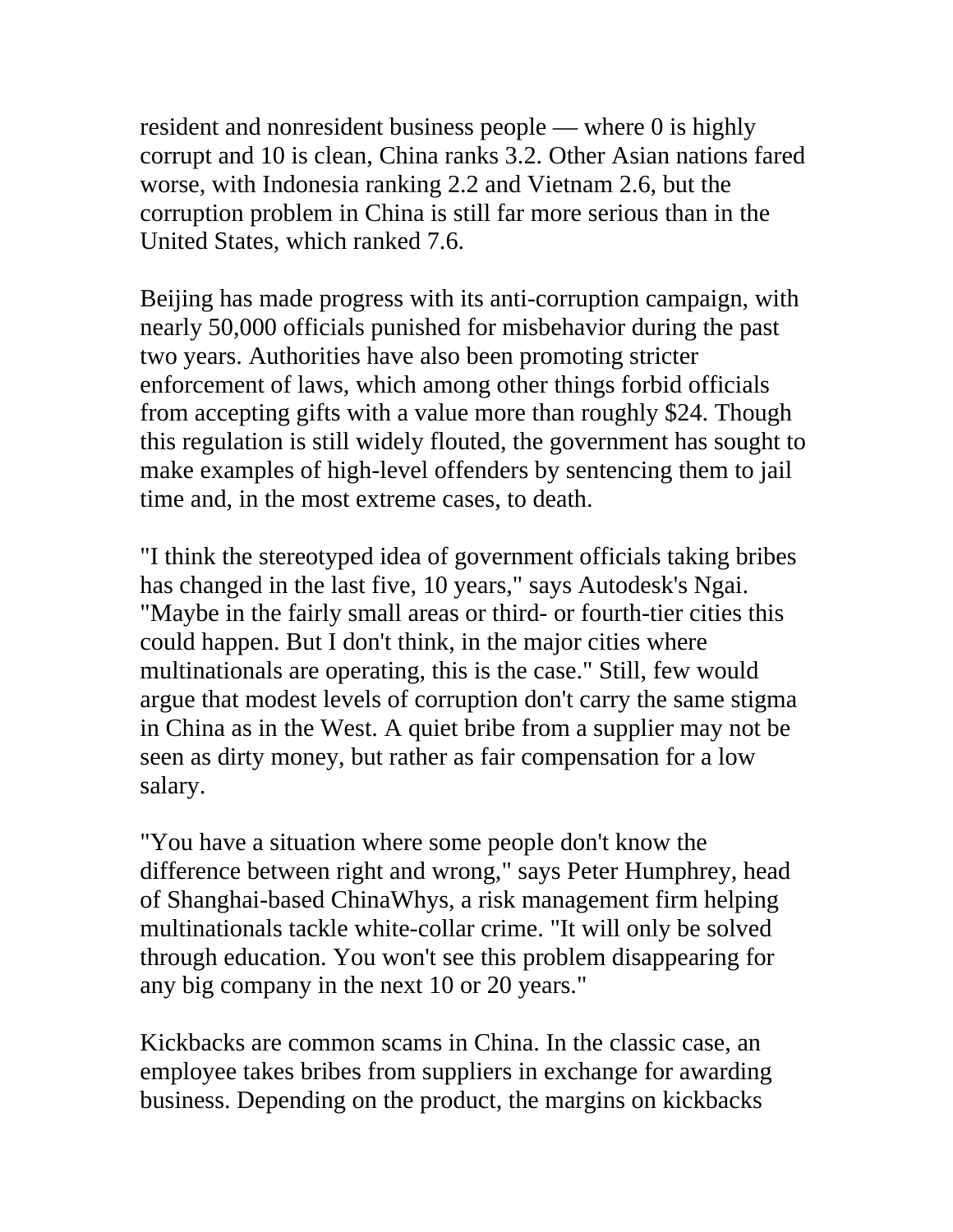resident and nonresident business people — where 0 is highly corrupt and 10 is clean, China ranks 3.2. Other Asian nations fared worse, with Indonesia ranking 2.2 and Vietnam 2.6, but the corruption problem in China is still far more serious than in the United States, which ranked 7.6.

Beijing has made progress with its anti-corruption campaign, with nearly 50,000 officials punished for misbehavior during the past two years. Authorities have also been promoting stricter enforcement of laws, which among other things forbid officials from accepting gifts with a value more than roughly $24. Though this regulation is still widely flouted, the government has sought to make examples of high-level offenders by sentencing them to jail time and, in the most extreme cases, to death.

"I think the stereotyped idea of government officials taking bribes has changed in the last five, 10 years," says Autodesk's Ngai. "Maybe in the fairly small areas or third- or fourth-tier cities this could happen. But I don't think, in the major cities where multinationals are operating, this is the case." Still, few would argue that modest levels of corruption don't carry the same stigma in China as in the West. A quiet bribe from a supplier may not be seen as dirty money, but rather as fair compensation for a low salary.

"You have a situation where some people don't know the difference between right and wrong," says Peter Humphrey, head of Shanghai-based ChinaWhys, a risk management firm helping multinationals tackle white-collar crime. "It will only be solved through education. You won't see this problem disappearing for any big company in the next 10 or 20 years."

Kickbacks are common scams in China. In the classic case, an employee takes bribes from suppliers in exchange for awarding business. Depending on the product, the margins on kickbacks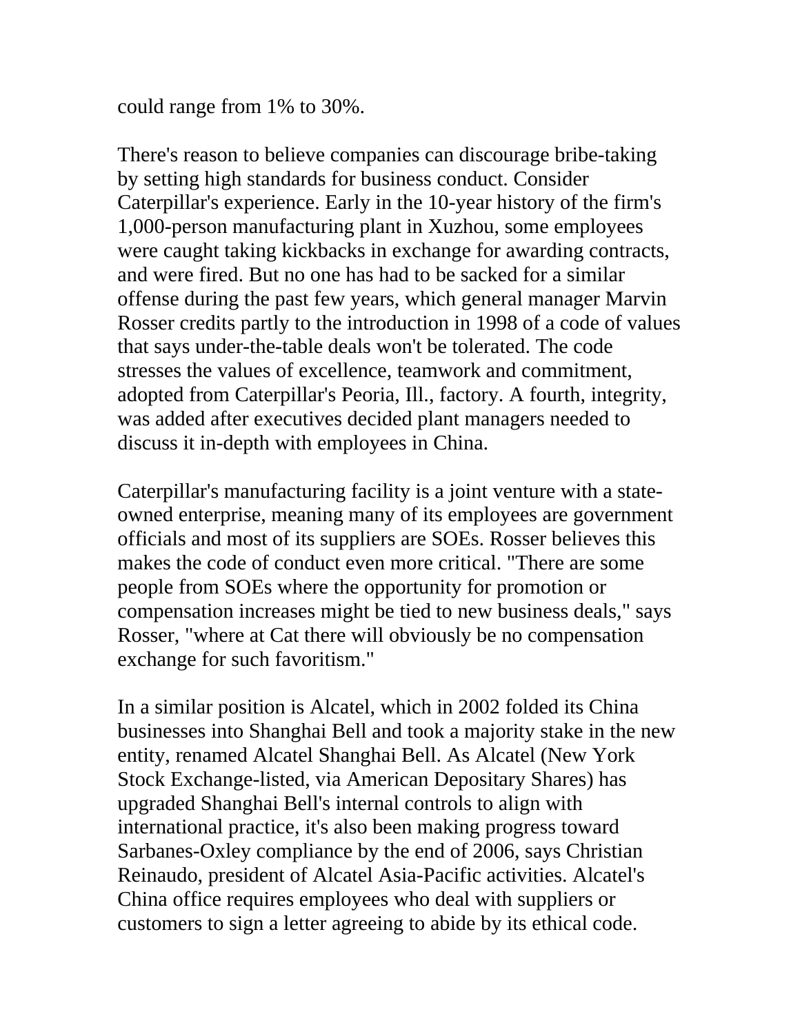could range from 1% to 30%.

There's reason to believe companies can discourage bribe-taking by setting high standards for business conduct. Consider Caterpillar's experience. Early in the 10-year history of the firm's 1,000-person manufacturing plant in Xuzhou, some employees were caught taking kickbacks in exchange for awarding contracts, and were fired. But no one has had to be sacked for a similar offense during the past few years, which general manager Marvin Rosser credits partly to the introduction in 1998 of a code of values that says under-the-table deals won't be tolerated. The code stresses the values of excellence, teamwork and commitment, adopted from Caterpillar's Peoria, Ill., factory. A fourth, integrity, was added after executives decided plant managers needed to discuss it in-depth with employees in China.

Caterpillar's manufacturing facility is a joint venture with a state-owned enterprise, meaning many of its employees are government officials and most of its suppliers are SOEs. Rosser believes this makes the code of conduct even more critical. "There are some people from SOEs where the opportunity for promotion or compensation increases might be tied to new business deals," says Rosser, "where at Cat there will obviously be no compensation exchange for such favoritism."

In a similar position is Alcatel, which in 2002 folded its China businesses into Shanghai Bell and took a majority stake in the new entity, renamed Alcatel Shanghai Bell. As Alcatel (New York Stock Exchange-listed, via American Depositary Shares) has upgraded Shanghai Bell's internal controls to align with international practice, it's also been making progress toward Sarbanes-Oxley compliance by the end of 2006, says Christian Reinaudo, president of Alcatel Asia-Pacific activities. Alcatel's China office requires employees who deal with suppliers or customers to sign a letter agreeing to abide by its ethical code.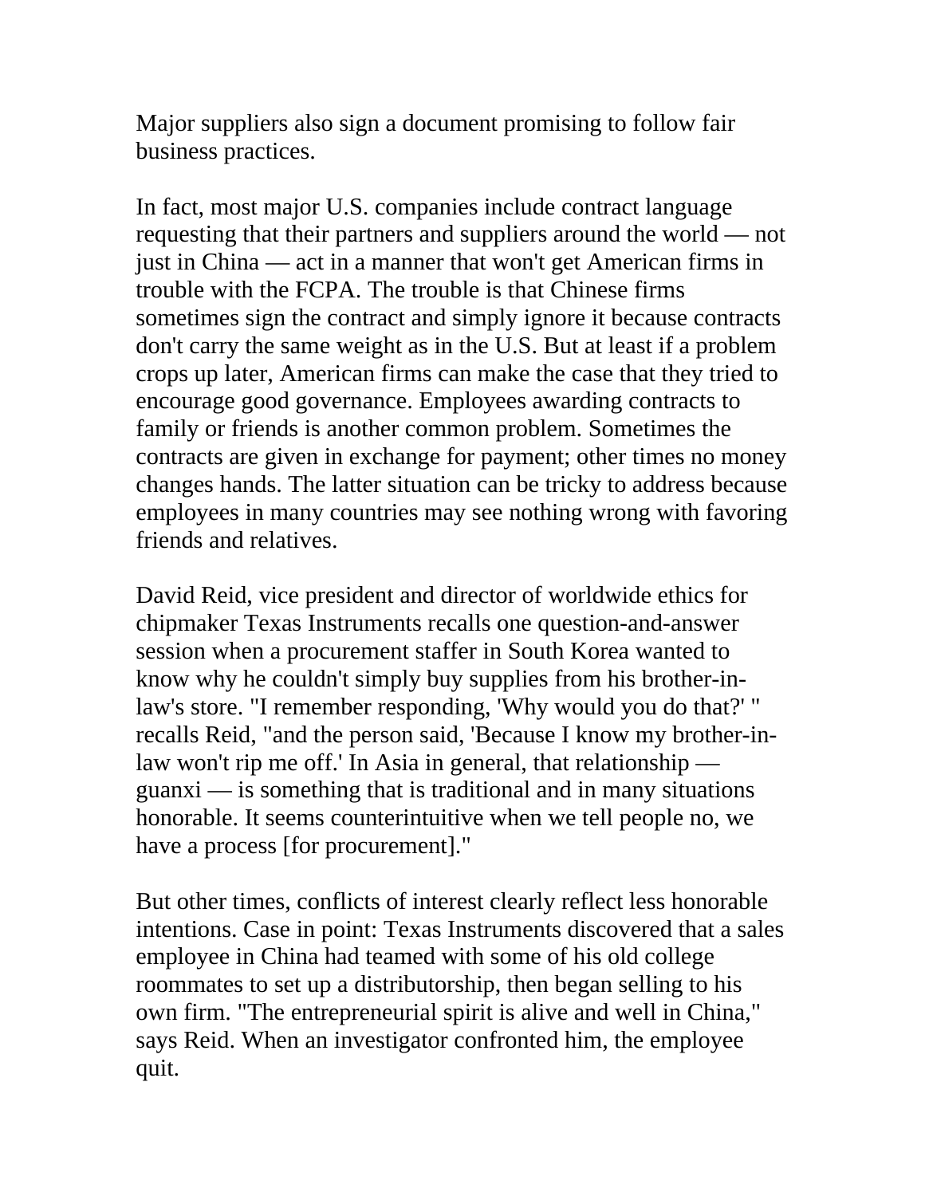Major suppliers also sign a document promising to follow fair business practices.

In fact, most major U.S. companies include contract language requesting that their partners and suppliers around the world — not just in China — act in a manner that won't get American firms in trouble with the FCPA. The trouble is that Chinese firms sometimes sign the contract and simply ignore it because contracts don't carry the same weight as in the U.S. But at least if a problem crops up later, American firms can make the case that they tried to encourage good governance. Employees awarding contracts to family or friends is another common problem. Sometimes the contracts are given in exchange for payment; other times no money changes hands. The latter situation can be tricky to address because employees in many countries may see nothing wrong with favoring friends and relatives.

David Reid, vice president and director of worldwide ethics for chipmaker Texas Instruments recalls one question-and-answer session when a procurement staffer in South Korea wanted to know why he couldn't simply buy supplies from his brother-in-law's store. "I remember responding, 'Why would you do that?' " recalls Reid, "and the person said, 'Because I know my brother-in-law won't rip me off.' In Asia in general, that relationship — guanxi — is something that is traditional and in many situations honorable. It seems counterintuitive when we tell people no, we have a process [for procurement]."

But other times, conflicts of interest clearly reflect less honorable intentions. Case in point: Texas Instruments discovered that a sales employee in China had teamed with some of his old college roommates to set up a distributorship, then began selling to his own firm. "The entrepreneurial spirit is alive and well in China," says Reid. When an investigator confronted him, the employee quit.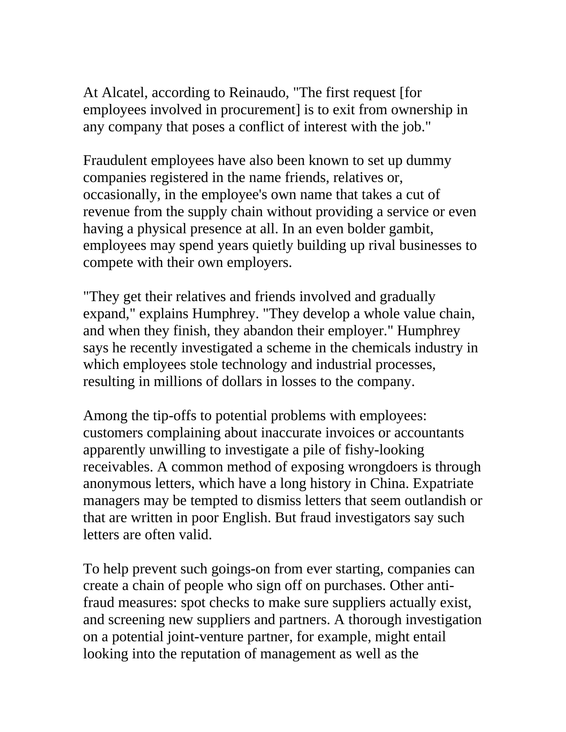At Alcatel, according to Reinaudo, "The first request [for employees involved in procurement] is to exit from ownership in any company that poses a conflict of interest with the job."

Fraudulent employees have also been known to set up dummy companies registered in the name friends, relatives or, occasionally, in the employee's own name that takes a cut of revenue from the supply chain without providing a service or even having a physical presence at all. In an even bolder gambit, employees may spend years quietly building up rival businesses to compete with their own employers.

"They get their relatives and friends involved and gradually expand," explains Humphrey. "They develop a whole value chain, and when they finish, they abandon their employer." Humphrey says he recently investigated a scheme in the chemicals industry in which employees stole technology and industrial processes, resulting in millions of dollars in losses to the company.

Among the tip-offs to potential problems with employees: customers complaining about inaccurate invoices or accountants apparently unwilling to investigate a pile of fishy-looking receivables. A common method of exposing wrongdoers is through anonymous letters, which have a long history in China. Expatriate managers may be tempted to dismiss letters that seem outlandish or that are written in poor English. But fraud investigators say such letters are often valid.

To help prevent such goings-on from ever starting, companies can create a chain of people who sign off on purchases. Other anti-fraud measures: spot checks to make sure suppliers actually exist, and screening new suppliers and partners. A thorough investigation on a potential joint-venture partner, for example, might entail looking into the reputation of management as well as the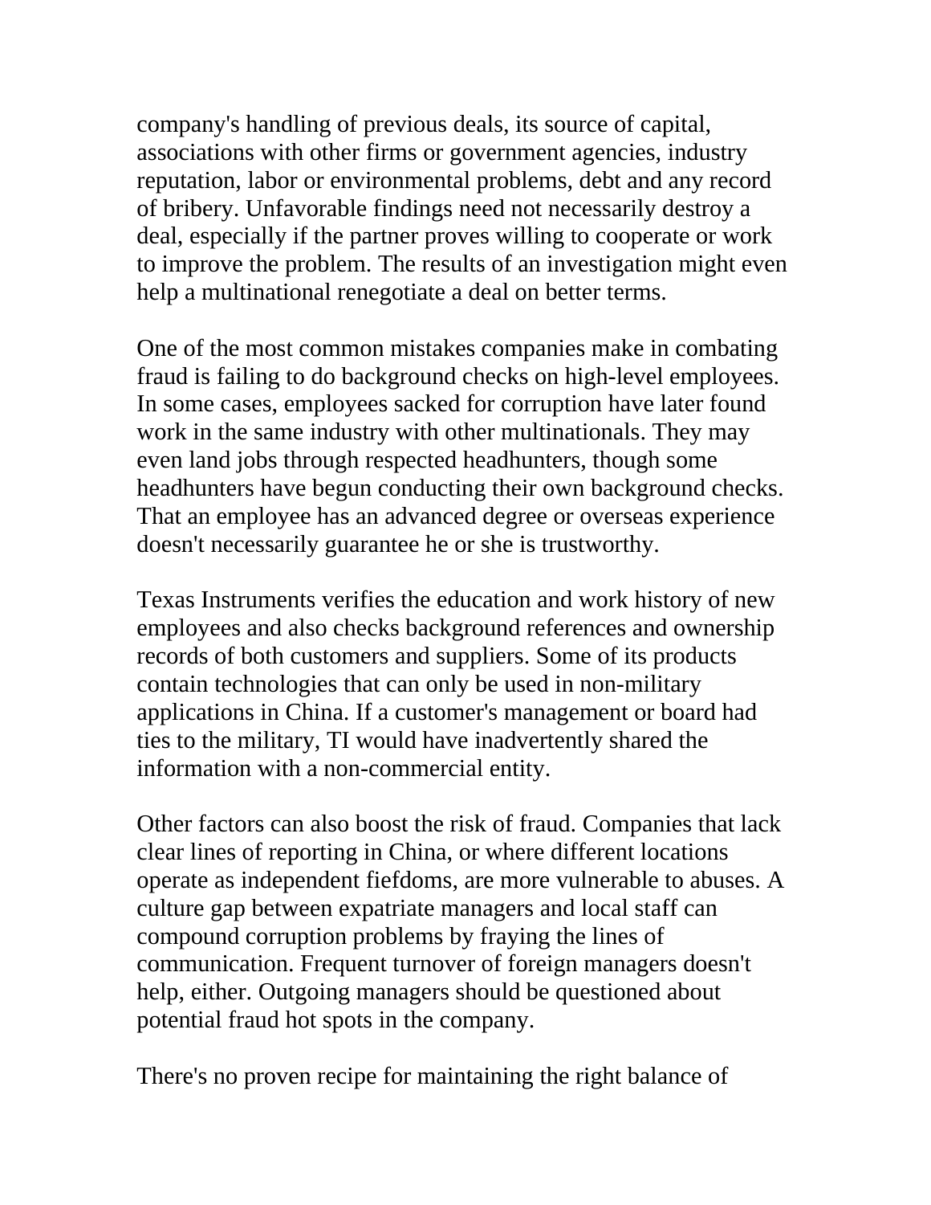company's handling of previous deals, its source of capital, associations with other firms or government agencies, industry reputation, labor or environmental problems, debt and any record of bribery. Unfavorable findings need not necessarily destroy a deal, especially if the partner proves willing to cooperate or work to improve the problem. The results of an investigation might even help a multinational renegotiate a deal on better terms.

One of the most common mistakes companies make in combating fraud is failing to do background checks on high-level employees. In some cases, employees sacked for corruption have later found work in the same industry with other multinationals. They may even land jobs through respected headhunters, though some headhunters have begun conducting their own background checks. That an employee has an advanced degree or overseas experience doesn't necessarily guarantee he or she is trustworthy.

Texas Instruments verifies the education and work history of new employees and also checks background references and ownership records of both customers and suppliers. Some of its products contain technologies that can only be used in non-military applications in China. If a customer's management or board had ties to the military, TI would have inadvertently shared the information with a non-commercial entity.

Other factors can also boost the risk of fraud. Companies that lack clear lines of reporting in China, or where different locations operate as independent fiefdoms, are more vulnerable to abuses. A culture gap between expatriate managers and local staff can compound corruption problems by fraying the lines of communication. Frequent turnover of foreign managers doesn't help, either. Outgoing managers should be questioned about potential fraud hot spots in the company.

There's no proven recipe for maintaining the right balance of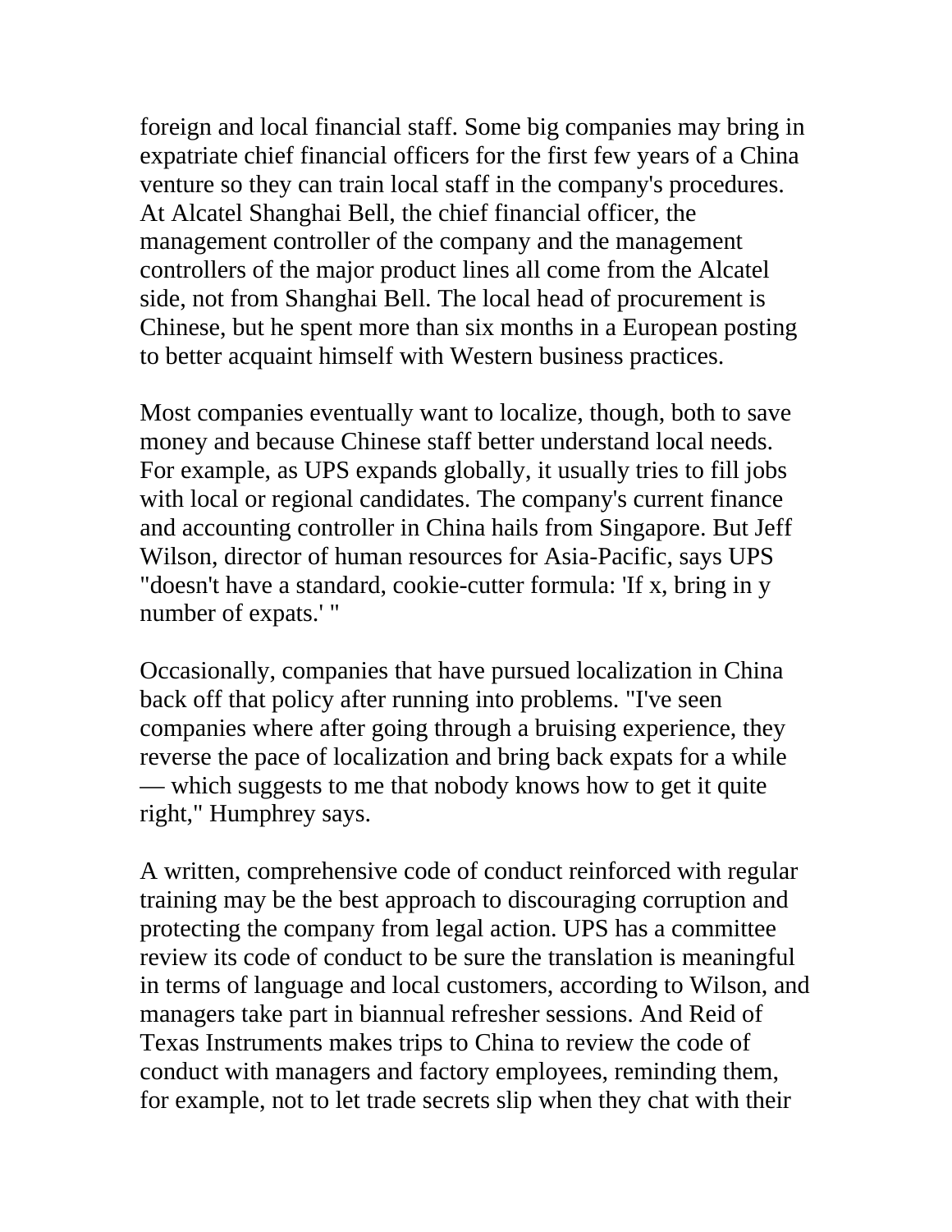foreign and local financial staff. Some big companies may bring in expatriate chief financial officers for the first few years of a China venture so they can train local staff in the company's procedures. At Alcatel Shanghai Bell, the chief financial officer, the management controller of the company and the management controllers of the major product lines all come from the Alcatel side, not from Shanghai Bell. The local head of procurement is Chinese, but he spent more than six months in a European posting to better acquaint himself with Western business practices.

Most companies eventually want to localize, though, both to save money and because Chinese staff better understand local needs. For example, as UPS expands globally, it usually tries to fill jobs with local or regional candidates. The company's current finance and accounting controller in China hails from Singapore. But Jeff Wilson, director of human resources for Asia-Pacific, says UPS "doesn't have a standard, cookie-cutter formula: 'If x, bring in y number of expats.' "

Occasionally, companies that have pursued localization in China back off that policy after running into problems. "I've seen companies where after going through a bruising experience, they reverse the pace of localization and bring back expats for a while — which suggests to me that nobody knows how to get it quite right," Humphrey says.

A written, comprehensive code of conduct reinforced with regular training may be the best approach to discouraging corruption and protecting the company from legal action. UPS has a committee review its code of conduct to be sure the translation is meaningful in terms of language and local customers, according to Wilson, and managers take part in biannual refresher sessions. And Reid of Texas Instruments makes trips to China to review the code of conduct with managers and factory employees, reminding them, for example, not to let trade secrets slip when they chat with their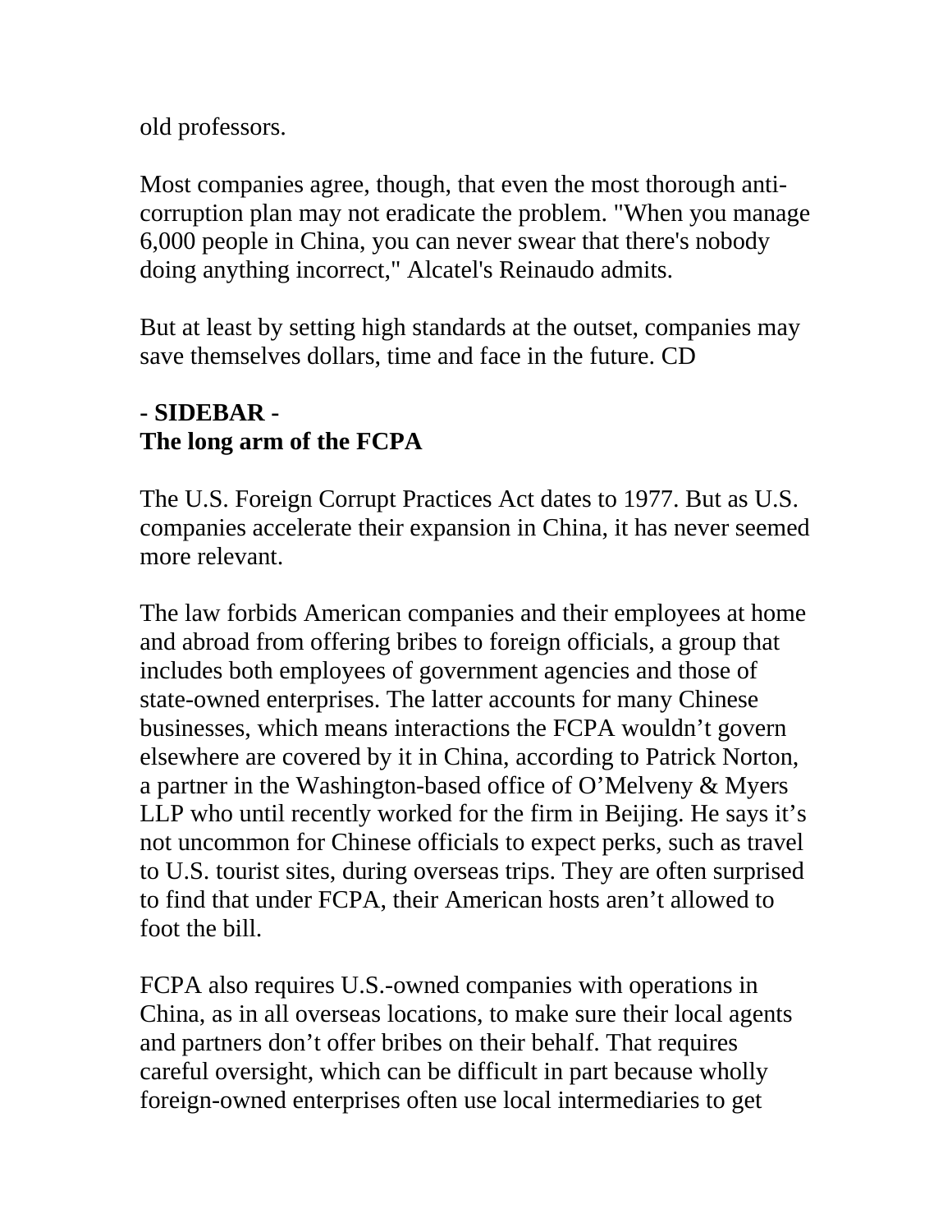old professors.

Most companies agree, though, that even the most thorough anti-corruption plan may not eradicate the problem. "When you manage 6,000 people in China, you can never swear that there's nobody doing anything incorrect," Alcatel's Reinaudo admits.

But at least by setting high standards at the outset, companies may save themselves dollars, time and face in the future. CD

**- SIDEBAR -**
**The long arm of the FCPA**

The U.S. Foreign Corrupt Practices Act dates to 1977. But as U.S. companies accelerate their expansion in China, it has never seemed more relevant.

The law forbids American companies and their employees at home and abroad from offering bribes to foreign officials, a group that includes both employees of government agencies and those of state-owned enterprises. The latter accounts for many Chinese businesses, which means interactions the FCPA wouldn't govern elsewhere are covered by it in China, according to Patrick Norton, a partner in the Washington-based office of O'Melveny & Myers LLP who until recently worked for the firm in Beijing. He says it's not uncommon for Chinese officials to expect perks, such as travel to U.S. tourist sites, during overseas trips. They are often surprised to find that under FCPA, their American hosts aren't allowed to foot the bill.

FCPA also requires U.S.-owned companies with operations in China, as in all overseas locations, to make sure their local agents and partners don't offer bribes on their behalf. That requires careful oversight, which can be difficult in part because wholly foreign-owned enterprises often use local intermediaries to get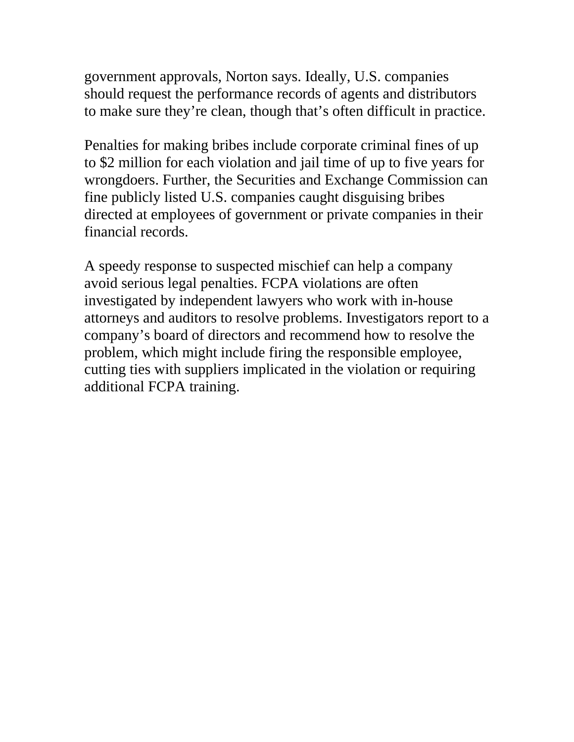government approvals, Norton says. Ideally, U.S. companies should request the performance records of agents and distributors to make sure they're clean, though that's often difficult in practice.

Penalties for making bribes include corporate criminal fines of up to $2 million for each violation and jail time of up to five years for wrongdoers. Further, the Securities and Exchange Commission can fine publicly listed U.S. companies caught disguising bribes directed at employees of government or private companies in their financial records.

A speedy response to suspected mischief can help a company avoid serious legal penalties. FCPA violations are often investigated by independent lawyers who work with in-house attorneys and auditors to resolve problems. Investigators report to a company's board of directors and recommend how to resolve the problem, which might include firing the responsible employee, cutting ties with suppliers implicated in the violation or requiring additional FCPA training.